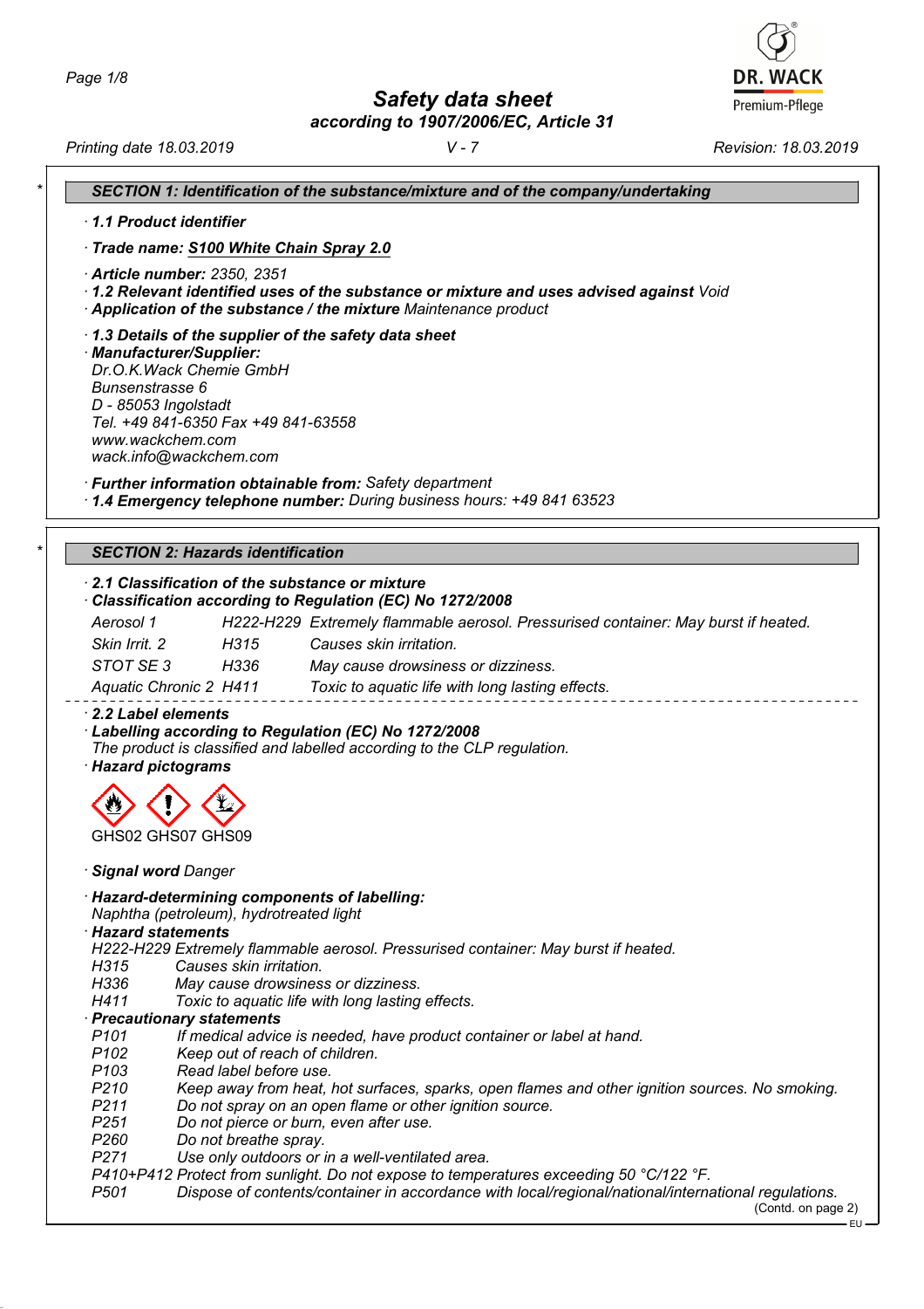# Safety data sheet

*according to 1907/2006/EC, Article 31*

Printing date 18.03.2019 V - 7 Revision: 18.03.2019

## SECTION 1: Identification of the substance/mixture and of the company/undertaking

· **1.1 Product identifier**

· **Trade name: S100 White Chain Spray 2.0**

· **Article number:** 2350, 2351

· **1.2 Relevant identified uses of the substance or mixture and uses advised against** Void

· **Application of the substance / the mixture** Maintenance product

· **1.3 Details of the supplier of the safety data sheet**

· **Manufacturer/Supplier:**
Dr.O.K.Wack Chemie GmbH
Bunsenstrasse 6
D - 85053 Ingolstadt
Tel. +49 841-6350 Fax +49 841-63558
www.wackchem.com
wack.info@wackchem.com

· **Further information obtainable from:** Safety department

· **1.4 Emergency telephone number:** During business hours: +49 841 63523

## SECTION 2: Hazards identification

· **2.1 Classification of the substance or mixture**

· **Classification according to Regulation (EC) No 1272/2008**

| | | |
|---|---|---|
| Aerosol 1 | H222-H229 | Extremely flammable aerosol. Pressurised container: May burst if heated. |
| Skin Irrit. 2 | H315 | Causes skin irritation. |
| STOT SE 3 | H336 | May cause drowsiness or dizziness. |
| Aquatic Chronic 2 | H411 | Toxic to aquatic life with long lasting effects. |

· **2.2 Label elements**

· **Labelling according to Regulation (EC) No 1272/2008**
The product is classified and labelled according to the CLP regulation.

· **Hazard pictograms**

GHS02 GHS07 GHS09

· **Signal word** Danger

· **Hazard-determining components of labelling:**
Naphtha (petroleum), hydrotreated light

· **Hazard statements**
H222-H229 Extremely flammable aerosol. Pressurised container: May burst if heated.
H315 Causes skin irritation.
H336 May cause drowsiness or dizziness.
H411 Toxic to aquatic life with long lasting effects.

· **Precautionary statements**
P101 If medical advice is needed, have product container or label at hand.
P102 Keep out of reach of children.
P103 Read label before use.
P210 Keep away from heat, hot surfaces, sparks, open flames and other ignition sources. No smoking.
P211 Do not spray on an open flame or other ignition source.
P251 Do not pierce or burn, even after use.
P260 Do not breathe spray.
P271 Use only outdoors or in a well-ventilated area.
P410+P412 Protect from sunlight. Do not expose to temperatures exceeding 50 °C/122 °F.
P501 Dispose of contents/container in accordance with local/regional/national/international regulations.

(Contd. on page 2)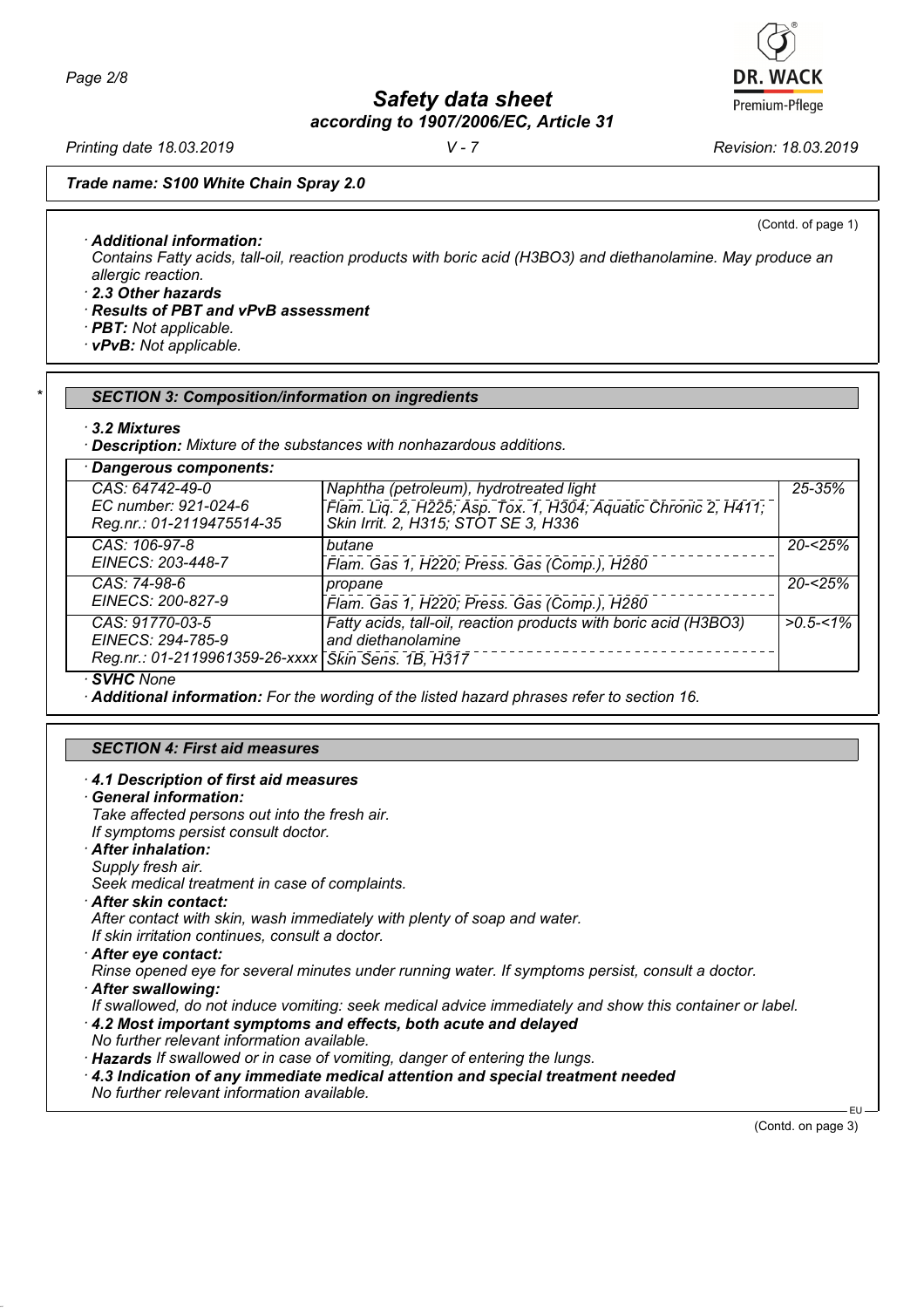(Contd. of page 1)

· **Additional information:**
*Contains Fatty acids, tall-oil, reaction products with boric acid ($H_3BO_3$) and diethanolamine. May produce an allergic reaction.*

· **2.3 Other hazards**

· **Results of PBT and vPvB assessment**

· **PBT:** *Not applicable.*

· **vPvB:** *Not applicable.*

## SECTION 3: Composition/information on ingredients

· **3.2 Mixtures**

· **Description:** *Mixture of the substances with nonhazardous additions.*

· **Dangerous components:**

| Identifiers | Name / Classification | Content |
|---|---|---|
| CAS: 64742-49-0<br>EC number: 921-024-6<br>Reg.nr.: 01-2119475514-35 | Naphtha (petroleum), hydrotreated light<br>Flam. Liq. 2, H225; Asp. Tox. 1, H304; Aquatic Chronic 2, H411; Skin Irrit. 2, H315; STOT SE 3, H336 | 25-35% |
| CAS: 106-97-8<br>EINECS: 203-448-7 | butane<br>Flam. Gas 1, H220; Press. Gas (Comp.), H280 | 20-<25% |
| CAS: 74-98-6<br>EINECS: 200-827-9 | propane<br>Flam. Gas 1, H220; Press. Gas (Comp.), H280 | 20-<25% |
| CAS: 91770-03-5<br>EINECS: 294-785-9<br>Reg.nr.: 01-2119961359-26-xxxx | Fatty acids, tall-oil, reaction products with boric acid ($H_3BO_3$) and diethanolamine<br>Skin Sens. 1B, H317 | >0.5-<1% |

· **SVHC** *None*

· **Additional information:** *For the wording of the listed hazard phrases refer to section 16.*

## SECTION 4: First aid measures

· **4.1 Description of first aid measures**

· **General information:**
*Take affected persons out into the fresh air.*
*If symptoms persist consult doctor.*

· **After inhalation:**
*Supply fresh air.*
*Seek medical treatment in case of complaints.*

· **After skin contact:**
*After contact with skin, wash immediately with plenty of soap and water.*
*If skin irritation continues, consult a doctor.*

· **After eye contact:**
*Rinse opened eye for several minutes under running water. If symptoms persist, consult a doctor.*

· **After swallowing:**
*If swallowed, do not induce vomiting: seek medical advice immediately and show this container or label.*

· **4.2 Most important symptoms and effects, both acute and delayed**
*No further relevant information available.*

· **Hazards** *If swallowed or in case of vomiting, danger of entering the lungs.*

· **4.3 Indication of any immediate medical attention and special treatment needed**
*No further relevant information available.*

(Contd. on page 3)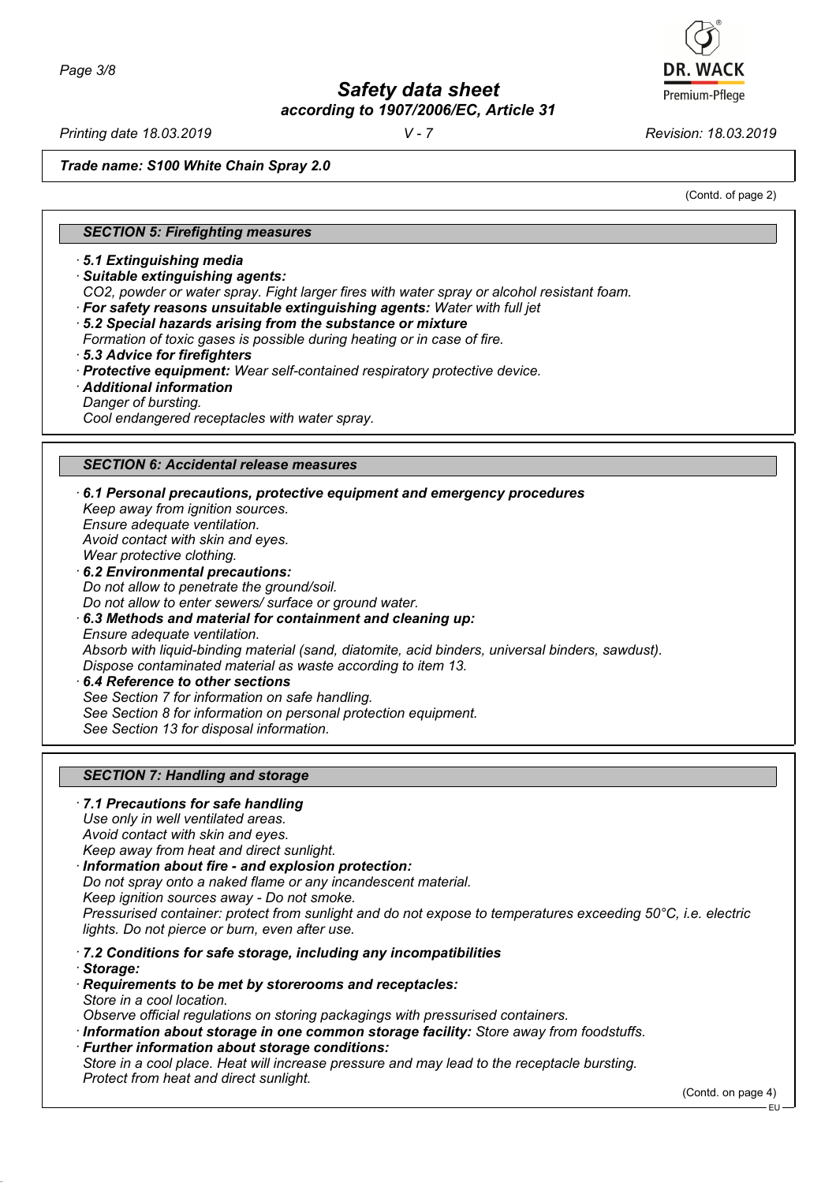**Trade name: S100 White Chain Spray 2.0**

(Contd. of page 2)

## SECTION 5: Firefighting measures

· **5.1 Extinguishing media**
· **Suitable extinguishing agents:**
CO2, powder or water spray. Fight larger fires with water spray or alcohol resistant foam.
· **For safety reasons unsuitable extinguishing agents:** Water with full jet
· **5.2 Special hazards arising from the substance or mixture**
Formation of toxic gases is possible during heating or in case of fire.
· **5.3 Advice for firefighters**
· **Protective equipment:** Wear self-contained respiratory protective device.
· **Additional information**
Danger of bursting.
Cool endangered receptacles with water spray.

## SECTION 6: Accidental release measures

· **6.1 Personal precautions, protective equipment and emergency procedures**
Keep away from ignition sources.
Ensure adequate ventilation.
Avoid contact with skin and eyes.
Wear protective clothing.
· **6.2 Environmental precautions:**
Do not allow to penetrate the ground/soil.
Do not allow to enter sewers/ surface or ground water.
· **6.3 Methods and material for containment and cleaning up:**
Ensure adequate ventilation.
Absorb with liquid-binding material (sand, diatomite, acid binders, universal binders, sawdust).
Dispose contaminated material as waste according to item 13.
· **6.4 Reference to other sections**
See Section 7 for information on safe handling.
See Section 8 for information on personal protection equipment.
See Section 13 for disposal information.

## SECTION 7: Handling and storage

· **7.1 Precautions for safe handling**
Use only in well ventilated areas.
Avoid contact with skin and eyes.
Keep away from heat and direct sunlight.
· **Information about fire - and explosion protection:**
Do not spray onto a naked flame or any incandescent material.
Keep ignition sources away - Do not smoke.
Pressurised container: protect from sunlight and do not expose to temperatures exceeding 50°C, i.e. electric lights. Do not pierce or burn, even after use.

· **7.2 Conditions for safe storage, including any incompatibilities**
· **Storage:**
· **Requirements to be met by storerooms and receptacles:**
Store in a cool location.
Observe official regulations on storing packagings with pressurised containers.
· **Information about storage in one common storage facility:** Store away from foodstuffs.
· **Further information about storage conditions:**
Store in a cool place. Heat will increase pressure and may lead to the receptacle bursting.
Protect from heat and direct sunlight.

(Contd. on page 4)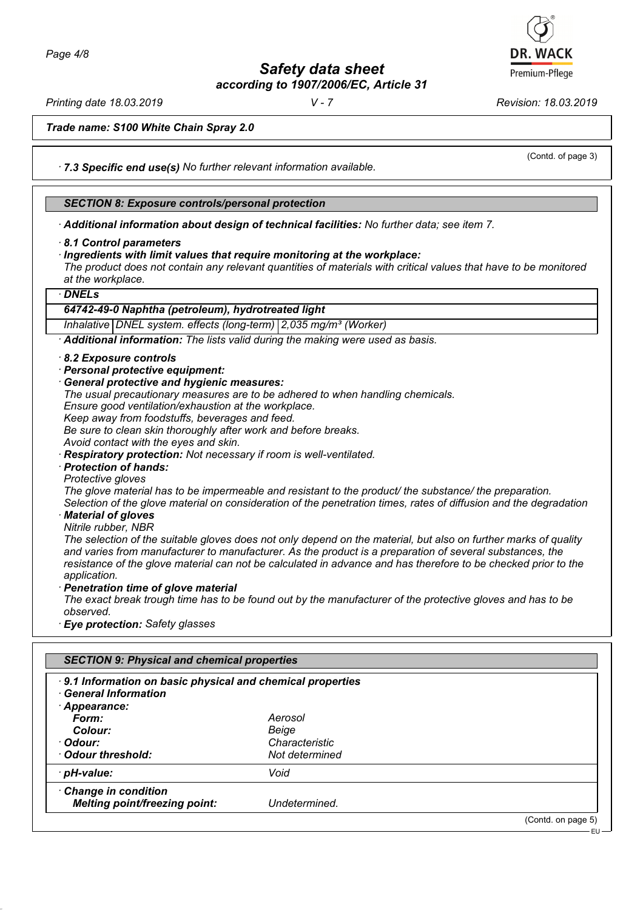**Trade name: S100 White Chain Spray 2.0**

(Contd. of page 3)

· **7.3 Specific end use(s)** No further relevant information available.

## SECTION 8: Exposure controls/personal protection

· **Additional information about design of technical facilities:** No further data; see item 7.

· **8.1 Control parameters**

· **Ingredients with limit values that require monitoring at the workplace:**
The product does not contain any relevant quantities of materials with critical values that have to be monitored at the workplace.

| · DNELs | | |
|---|---|---|
| **64742-49-0 Naphtha (petroleum), hydrotreated light** | | |
| Inhalative | DNEL system. effects (long-term) | 2,035 mg/m³ (Worker) |

· **Additional information:** The lists valid during the making were used as basis.

· **8.2 Exposure controls**

· **Personal protective equipment:**

· **General protective and hygienic measures:**
The usual precautionary measures are to be adhered to when handling chemicals.
Ensure good ventilation/exhaustion at the workplace.
Keep away from foodstuffs, beverages and feed.
Be sure to clean skin thoroughly after work and before breaks.
Avoid contact with the eyes and skin.

· **Respiratory protection:** Not necessary if room is well-ventilated.

· **Protection of hands:**
Protective gloves
The glove material has to be impermeable and resistant to the product/ the substance/ the preparation.
Selection of the glove material on consideration of the penetration times, rates of diffusion and the degradation

· **Material of gloves**
Nitrile rubber, NBR
The selection of the suitable gloves does not only depend on the material, but also on further marks of quality and varies from manufacturer to manufacturer. As the product is a preparation of several substances, the resistance of the glove material can not be calculated in advance and has therefore to be checked prior to the application.

· **Penetration time of glove material**
The exact break trough time has to be found out by the manufacturer of the protective gloves and has to be observed.

· **Eye protection:** Safety glasses

## SECTION 9: Physical and chemical properties

| · **9.1 Information on basic physical and chemical properties** | |
|---|---|
| · **General Information** | |
| · **Appearance:** | |
| **Form:** | Aerosol |
| **Colour:** | Beige |
| · **Odour:** | Characteristic |
| · **Odour threshold:** | Not determined |
| · **pH-value:** | Void |
| · **Change in condition** | |
| **Melting point/freezing point:** | Undetermined. |

(Contd. on page 5)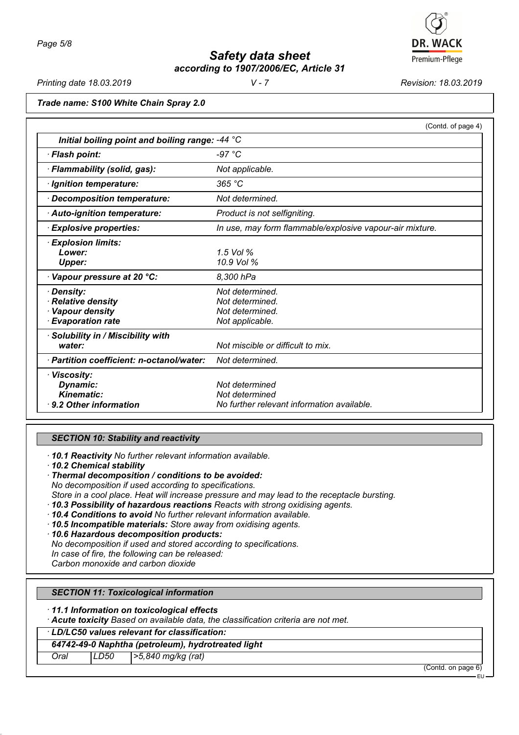**Trade name: S100 White Chain Spray 2.0**

(Contd. of page 4)

| | |
|---|---|
| *Initial boiling point and boiling range:* | *-44 °C* |
| *· Flash point:* | *-97 °C* |
| *· Flammability (solid, gas):* | *Not applicable.* |
| *· Ignition temperature:* | *365 °C* |
| *· Decomposition temperature:* | *Not determined.* |
| *· Auto-ignition temperature:* | *Product is not selfigniting.* |
| *· Explosive properties:* | *In use, may form flammable/explosive vapour-air mixture.* |
| *· Explosion limits:* | |
| *Lower:* | *1.5 Vol %* |
| *Upper:* | *10.9 Vol %* |
| *· Vapour pressure at 20 °C:* | *8,300 hPa* |
| *· Density:* | *Not determined.* |
| *· Relative density* | *Not determined.* |
| *· Vapour density* | *Not determined.* |
| *· Evaporation rate* | *Not applicable.* |
| *· Solubility in / Miscibility with water:* | *Not miscible or difficult to mix.* |
| *· Partition coefficient: n-octanol/water:* | *Not determined.* |
| *· Viscosity:* | |
| *Dynamic:* | *Not determined* |
| *Kinematic:* | *Not determined* |
| *· 9.2 Other information* | *No further relevant information available.* |

## SECTION 10: Stability and reactivity

· ***10.1 Reactivity*** *No further relevant information available.*

· ***10.2 Chemical stability***

· ***Thermal decomposition / conditions to be avoided:***
*No decomposition if used according to specifications.*
*Store in a cool place. Heat will increase pressure and may lead to the receptacle bursting.*

· ***10.3 Possibility of hazardous reactions*** *Reacts with strong oxidising agents.*

· ***10.4 Conditions to avoid*** *No further relevant information available.*

· ***10.5 Incompatible materials:*** *Store away from oxidising agents.*

· ***10.6 Hazardous decomposition products:***
*No decomposition if used and stored according to specifications.*
*In case of fire, the following can be released:*
*Carbon monoxide and carbon dioxide*

## SECTION 11: Toxicological information

· ***11.1 Information on toxicological effects***

· ***Acute toxicity*** *Based on available data, the classification criteria are not met.*

| *· LD/LC50 values relevant for classification:* | | |
|---|---|---|
| ***64742-49-0 Naphtha (petroleum), hydrotreated light*** | | |
| *Oral* | *LD50* | *>5,840 mg/kg (rat)* |

(Contd. on page 6)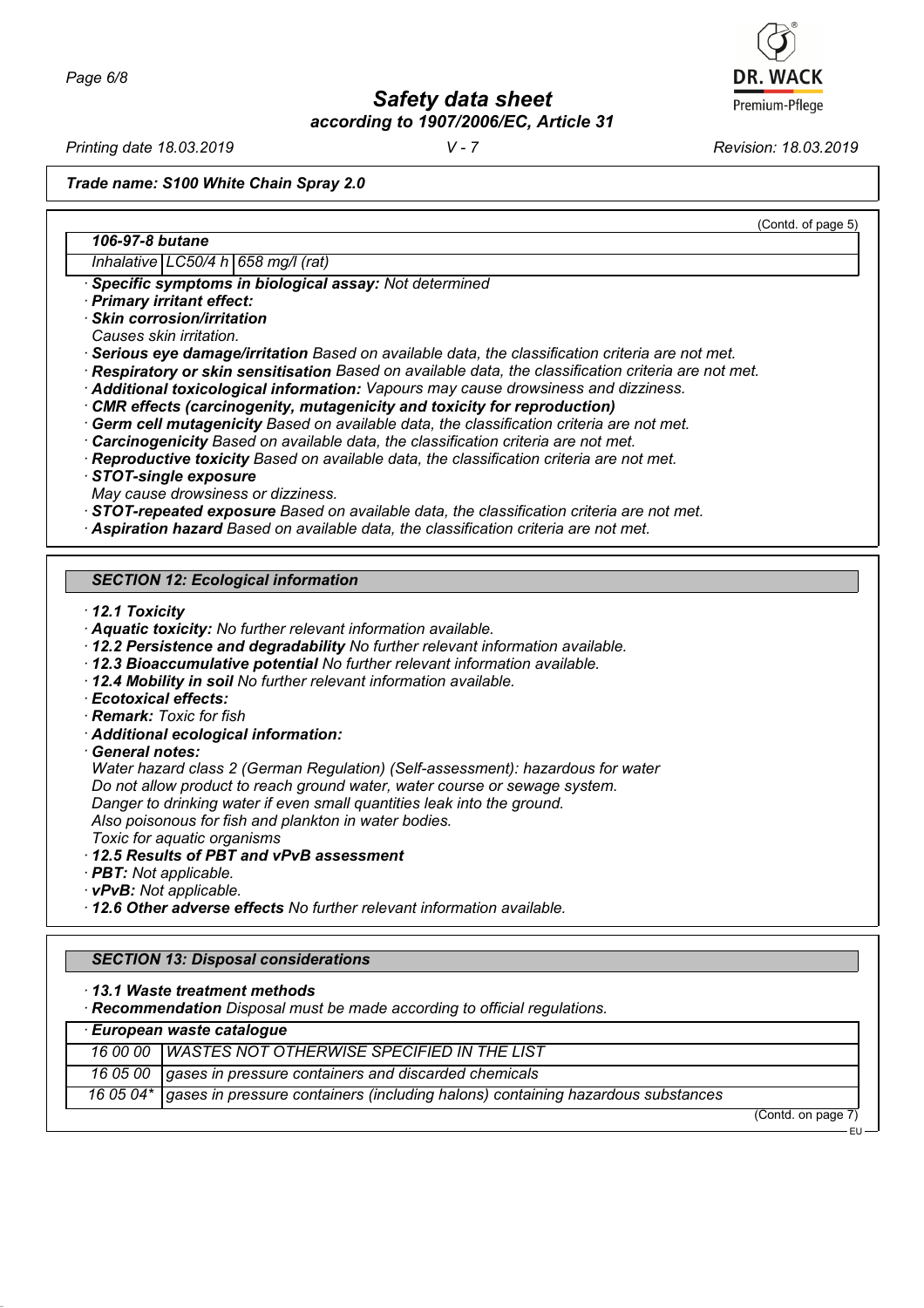(Contd. of page 5)

| 106-97-8 butane | | |
|---|---|---|
| Inhalative | LC50/4 h | 658 mg/l (rat) |

· **Specific symptoms in biological assay:** Not determined
· **Primary irritant effect:**
· **Skin corrosion/irritation**
Causes skin irritation.
· **Serious eye damage/irritation** Based on available data, the classification criteria are not met.
· **Respiratory or skin sensitisation** Based on available data, the classification criteria are not met.
· **Additional toxicological information:** Vapours may cause drowsiness and dizziness.
· **CMR effects (carcinogenity, mutagenicity and toxicity for reproduction)**
· **Germ cell mutagenicity** Based on available data, the classification criteria are not met.
· **Carcinogenicity** Based on available data, the classification criteria are not met.
· **Reproductive toxicity** Based on available data, the classification criteria are not met.
· **STOT-single exposure**
May cause drowsiness or dizziness.
· **STOT-repeated exposure** Based on available data, the classification criteria are not met.
· **Aspiration hazard** Based on available data, the classification criteria are not met.

## SECTION 12: Ecological information

· **12.1 Toxicity**
· **Aquatic toxicity:** No further relevant information available.
· **12.2 Persistence and degradability** No further relevant information available.
· **12.3 Bioaccumulative potential** No further relevant information available.
· **12.4 Mobility in soil** No further relevant information available.
· **Ecotoxical effects:**
· **Remark:** Toxic for fish
· **Additional ecological information:**
· **General notes:**
Water hazard class 2 (German Regulation) (Self-assessment): hazardous for water
Do not allow product to reach ground water, water course or sewage system.
Danger to drinking water if even small quantities leak into the ground.
Also poisonous for fish and plankton in water bodies.
Toxic for aquatic organisms
· **12.5 Results of PBT and vPvB assessment**
· **PBT:** Not applicable.
· **vPvB:** Not applicable.
· **12.6 Other adverse effects** No further relevant information available.

## SECTION 13: Disposal considerations

· **13.1 Waste treatment methods**
· **Recommendation** Disposal must be made according to official regulations.

| · European waste catalogue | |
|---|---|
| 16 00 00 | WASTES NOT OTHERWISE SPECIFIED IN THE LIST |
| 16 05 00 | gases in pressure containers and discarded chemicals |
| 16 05 04* | gases in pressure containers (including halons) containing hazardous substances |

(Contd. on page 7)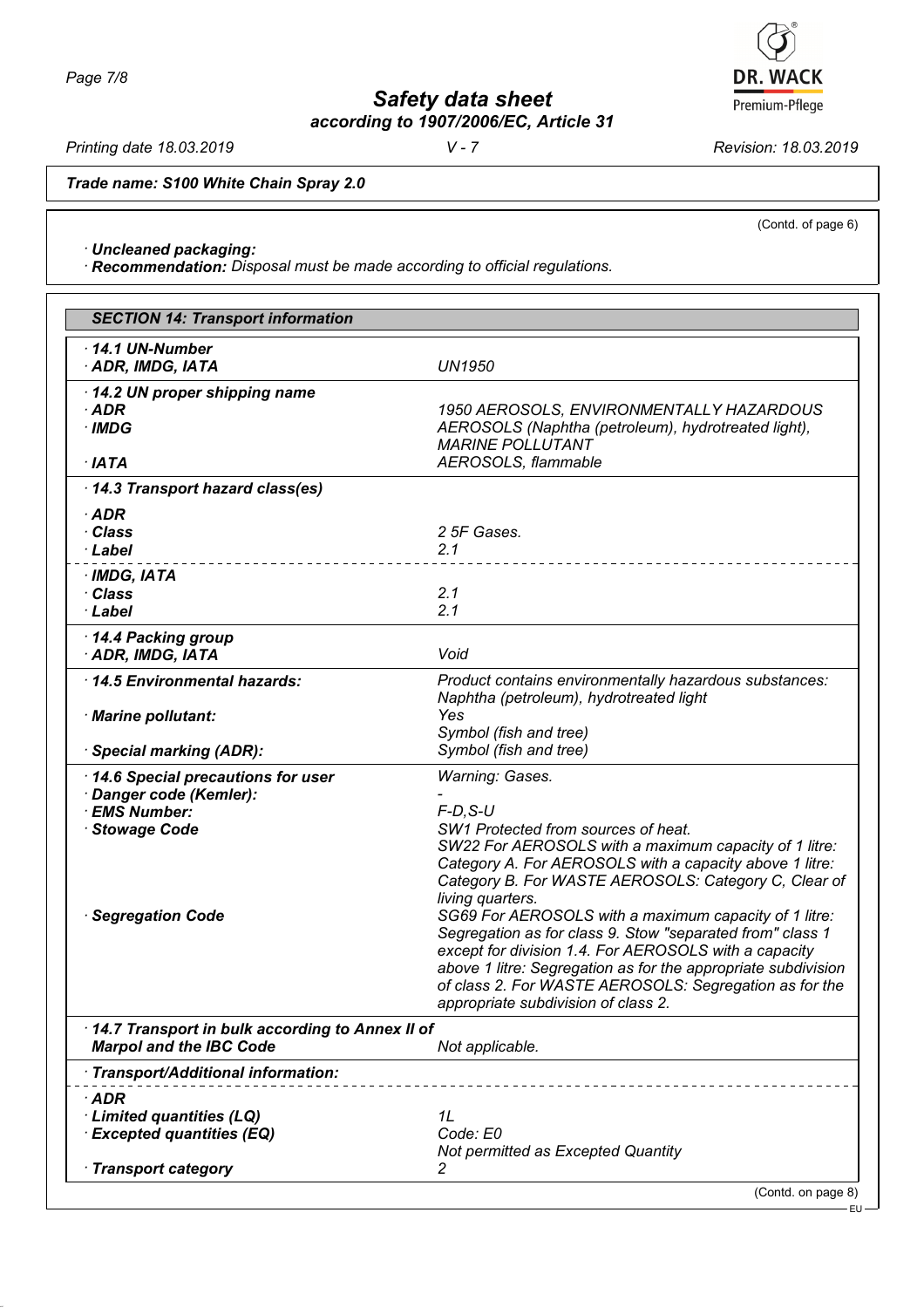(Contd. of page 6)

· **Uncleaned packaging:**
· **Recommendation:** *Disposal must be made according to official regulations.*

## SECTION 14: Transport information

| | |
|---|---|
| **· 14.1 UN-Number** | |
| **· ADR, IMDG, IATA** | *UN1950* |
| **· 14.2 UN proper shipping name** | |
| **· ADR** | *1950 AEROSOLS, ENVIRONMENTALLY HAZARDOUS* |
| **· IMDG** | *AEROSOLS (Naphtha (petroleum), hydrotreated light), MARINE POLLUTANT* |
| **· IATA** | *AEROSOLS, flammable* |
| **· 14.3 Transport hazard class(es)** | |
| **· ADR** | |
| **· Class** | *2 5F Gases.* |
| **· Label** | *2.1* |
| **· IMDG, IATA** | |
| **· Class** | *2.1* |
| **· Label** | *2.1* |
| **· 14.4 Packing group** | |
| **· ADR, IMDG, IATA** | *Void* |
| **· 14.5 Environmental hazards:** | *Product contains environmentally hazardous substances: Naphtha (petroleum), hydrotreated light* |
| **· Marine pollutant:** | *Yes*<br>*Symbol (fish and tree)* |
| **· Special marking (ADR):** | *Symbol (fish and tree)* |
| **· 14.6 Special precautions for user** | *Warning: Gases.* |
| **· Danger code (Kemler):** | *-* |
| **· EMS Number:** | *F-D,S-U* |
| **· Stowage Code** | *SW1 Protected from sources of heat.*<br>*SW22 For AEROSOLS with a maximum capacity of 1 litre: Category A. For AEROSOLS with a capacity above 1 litre: Category B. For WASTE AEROSOLS: Category C, Clear of living quarters.* |
| **· Segregation Code** | *SG69 For AEROSOLS with a maximum capacity of 1 litre: Segregation as for class 9. Stow "separated from" class 1 except for division 1.4. For AEROSOLS with a capacity above 1 litre: Segregation as for the appropriate subdivision of class 2. For WASTE AEROSOLS: Segregation as for the appropriate subdivision of class 2.* |
| **· 14.7 Transport in bulk according to Annex II of Marpol and the IBC Code** | *Not applicable.* |
| **· Transport/Additional information:** | |
| **· ADR** | |
| **· Limited quantities (LQ)** | *1L* |
| **· Excepted quantities (EQ)** | *Code: E0*<br>*Not permitted as Excepted Quantity* |
| **· Transport category** | *2* |

(Contd. on page 8)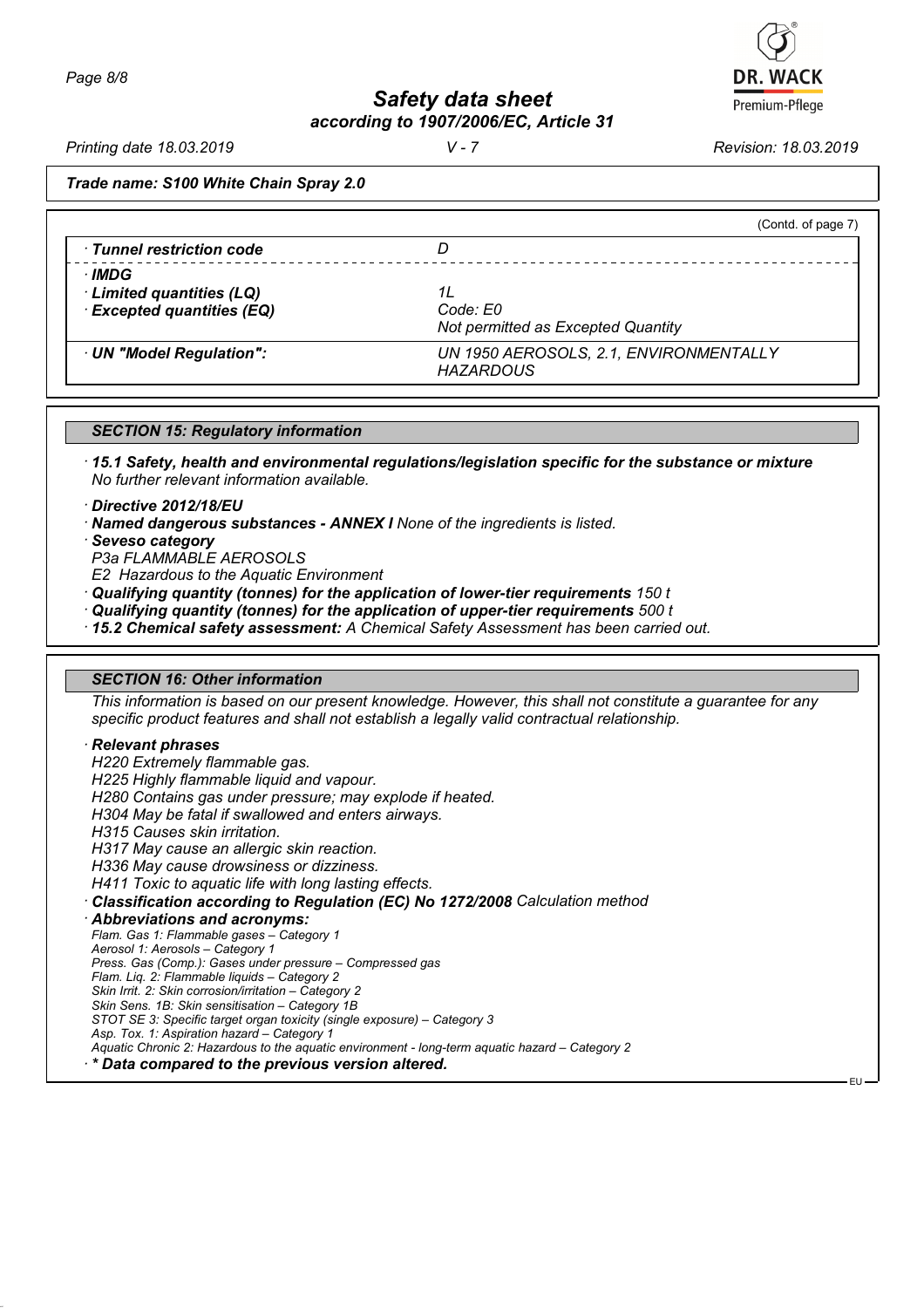(Contd. of page 7)

| | |
|---|---|
| · **Tunnel restriction code** | D |
| · **IMDG** | |
| · **Limited quantities (LQ)** | 1L |
| · **Excepted quantities (EQ)** | Code: E0<br>Not permitted as Excepted Quantity |
| · **UN "Model Regulation":** | UN 1950 AEROSOLS, 2.1, ENVIRONMENTALLY HAZARDOUS |

## SECTION 15: Regulatory information

· **15.1 Safety, health and environmental regulations/legislation specific for the substance or mixture**
*No further relevant information available.*

· **Directive 2012/18/EU**
· **Named dangerous substances - ANNEX I** *None of the ingredients is listed.*
· **Seveso category**
*P3a FLAMMABLE AEROSOLS*
*E2 Hazardous to the Aquatic Environment*
· **Qualifying quantity (tonnes) for the application of lower-tier requirements** *150 t*
· **Qualifying quantity (tonnes) for the application of upper-tier requirements** *500 t*
· **15.2 Chemical safety assessment:** *A Chemical Safety Assessment has been carried out.*

## SECTION 16: Other information

*This information is based on our present knowledge. However, this shall not constitute a guarantee for any specific product features and shall not establish a legally valid contractual relationship.*

· **Relevant phrases**
*H220 Extremely flammable gas.*
*H225 Highly flammable liquid and vapour.*
*H280 Contains gas under pressure; may explode if heated.*
*H304 May be fatal if swallowed and enters airways.*
*H315 Causes skin irritation.*
*H317 May cause an allergic skin reaction.*
*H336 May cause drowsiness or dizziness.*
*H411 Toxic to aquatic life with long lasting effects.*
· **Classification according to Regulation (EC) No 1272/2008** *Calculation method*
· **Abbreviations and acronyms:**
*Flam. Gas 1: Flammable gases – Category 1*
*Aerosol 1: Aerosols – Category 1*
*Press. Gas (Comp.): Gases under pressure – Compressed gas*
*Flam. Liq. 2: Flammable liquids – Category 2*
*Skin Irrit. 2: Skin corrosion/irritation – Category 2*
*Skin Sens. 1B: Skin sensitisation – Category 1B*
*STOT SE 3: Specific target organ toxicity (single exposure) – Category 3*
*Asp. Tox. 1: Aspiration hazard – Category 1*
*Aquatic Chronic 2: Hazardous to the aquatic environment - long-term aquatic hazard – Category 2*
· *** Data compared to the previous version altered.**